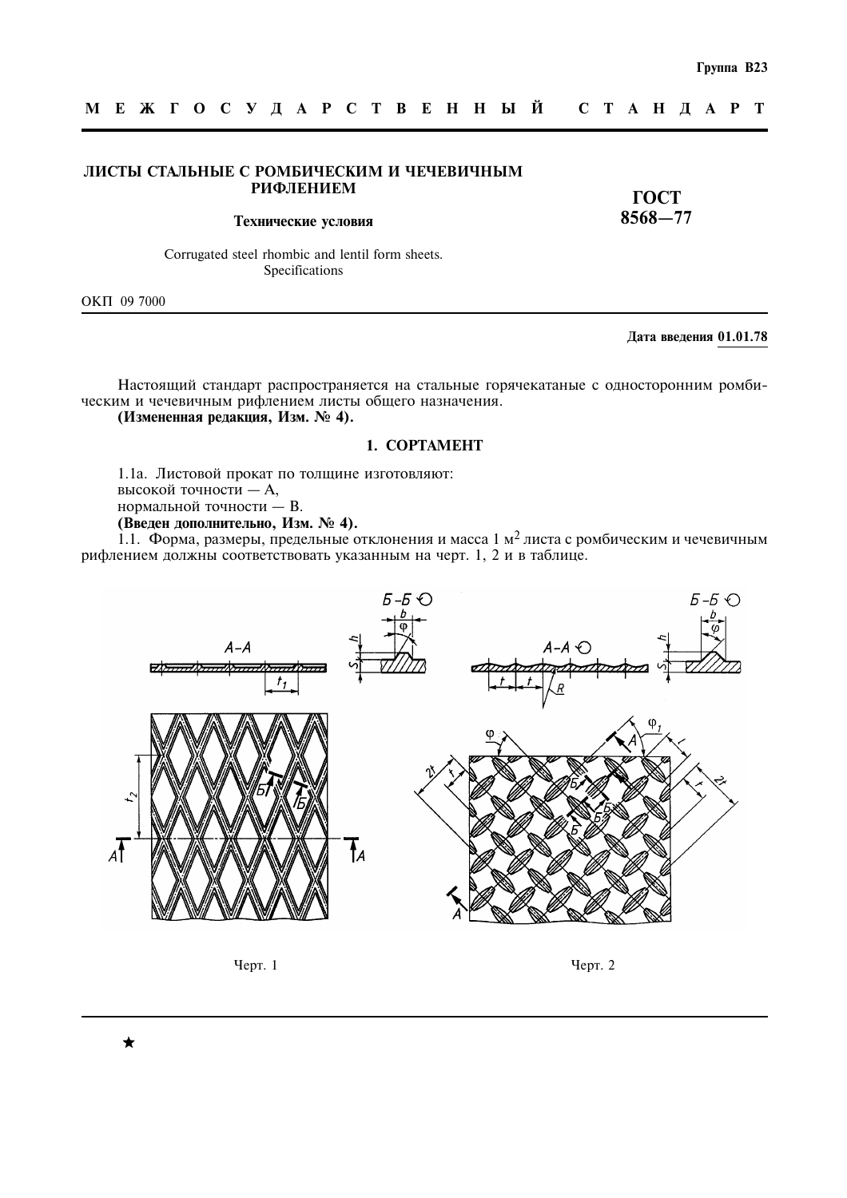Группа В23

**М Е Ж Г О С У Д А Р С Т В Е Н Н Ы Й   С Т А Н Д А Р Т**

**ЛИСТЫ СТАЛЬНЫЕ С РОМБИЧЕСКИМ И ЧЕЧЕВИЧНЫМ РИФЛЕНИЕМ**

**Технические условия**

Corrugated steel rhombic and lentil form sheets. Specifications

**ГОСТ 8568—77**

ОКП 09 7000

**Дата введения 01.01.78**

Настоящий стандарт распространяется на стальные горячекатаные с односторонним ромбическим и чечевичным рифлением листы общего назначения.

**(Измененная редакция, Изм. № 4).**

## 1. СОРТАМЕНТ

1.1а. Листовой прокат по толщине изготовляют:

высокой точности — А,

нормальной точности — В.

**(Введен дополнительно, Изм. № 4).**

1.1. Форма, размеры, предельные отклонения и масса 1 м$^2$ листа с ромбическим и чечевичным рифлением должны соответствовать указанным на черт. 1, 2 и в таблице.

Черт. 1

Черт. 2

★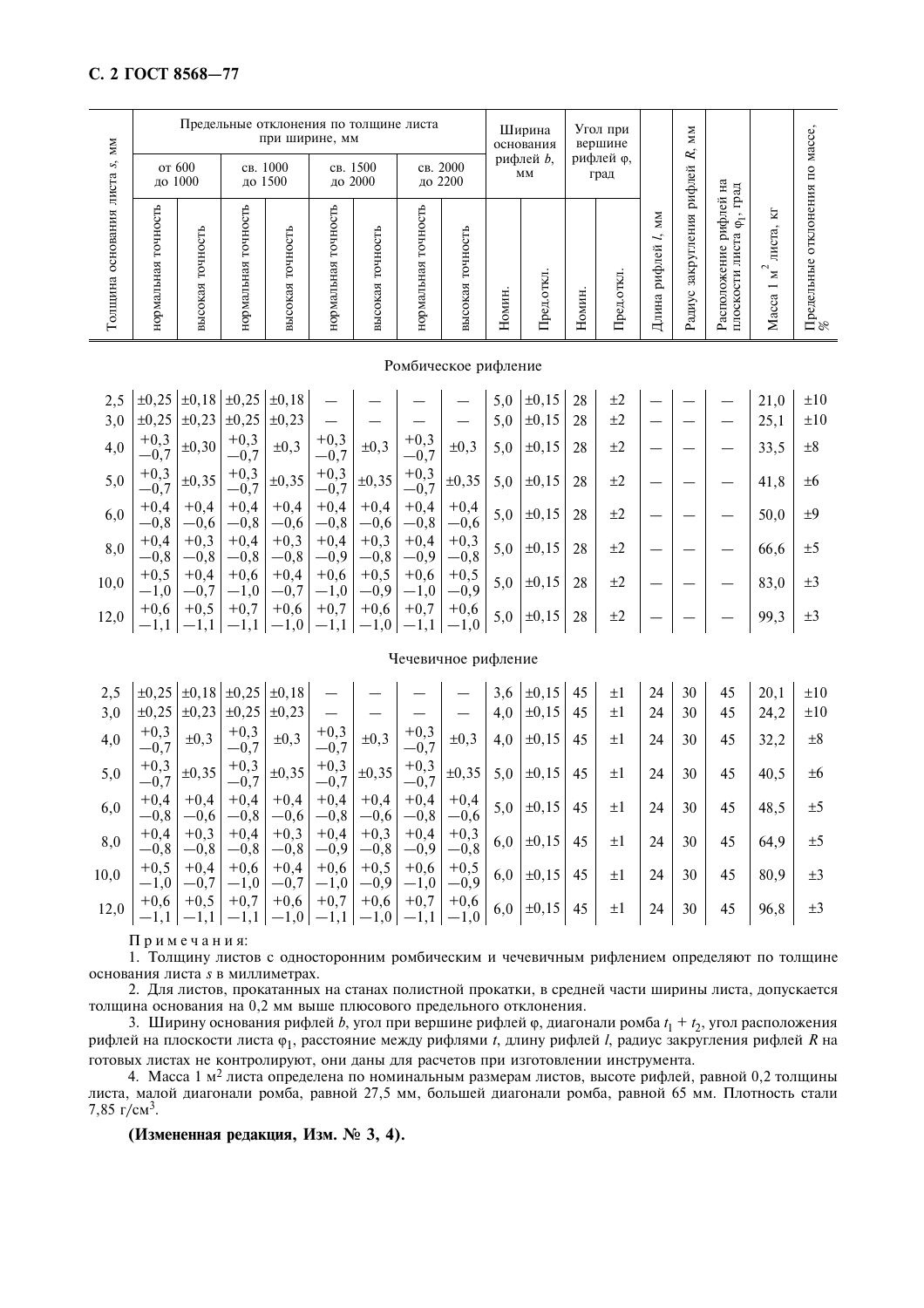| Толщина основания листа *s*, мм | Предельные отклонения по толщине листа при ширине, мм | | | | | | | | Ширина основания рифлей *b*, мм | | Угол при вершине рифлей φ, град | | Длина рифлей *l*, мм | Радиус закругления рифлей *R*, мм | Расположение рифлей на плоскости листа $\varphi_1$, град | Масса 1 $м^2$ листа, кг | Предельные отклонения по массе, % |
|---|---|---|---|---|---|---|---|---|---|---|---|---|---|---|---|---|---|
| | от 600 до 1000 | | св. 1000 до 1500 | | св. 1500 до 2000 | | св. 2000 до 2200 | | | | | | | | | | |
| | нормальная точность | высокая точность | нормальная точность | высокая точность | нормальная точность | высокая точность | нормальная точность | высокая точность | Номин. | Пред.откл. | Номин. | Пред.откл. | | | | | |
| **Ромбическое рифление** | | | | | | | | | | | | | | | | | |
| 2,5 | ±0,25 | ±0,18 | ±0,25 | ±0,18 | — | — | — | — | 5,0 | ±0,15 | 28 | ±2 | — | — | — | 21,0 | ±10 |
| 3,0 | ±0,25 | ±0,23 | ±0,25 | ±0,23 | — | — | — | — | 5,0 | ±0,15 | 28 | ±2 | — | — | — | 25,1 | ±10 |
| 4,0 | +0,3 −0,7 | ±0,30 | +0,3 −0,7 | ±0,3 | +0,3 −0,7 | ±0,3 | +0,3 −0,7 | ±0,3 | 5,0 | ±0,15 | 28 | ±2 | — | — | — | 33,5 | ±8 |
| 5,0 | +0,3 −0,7 | ±0,35 | +0,3 −0,7 | ±0,35 | +0,3 −0,7 | ±0,35 | +0,3 −0,7 | ±0,35 | 5,0 | ±0,15 | 28 | ±2 | — | — | — | 41,8 | ±6 |
| 6,0 | +0,4 −0,8 | +0,4 −0,6 | +0,4 −0,8 | +0,4 −0,6 | +0,4 −0,8 | +0,4 −0,6 | +0,4 −0,8 | +0,4 −0,6 | 5,0 | ±0,15 | 28 | ±2 | — | — | — | 50,0 | ±9 |
| 8,0 | +0,4 −0,8 | +0,3 −0,8 | +0,4 −0,8 | +0,3 −0,8 | +0,4 −0,9 | +0,3 −0,8 | +0,4 −0,9 | +0,3 −0,8 | 5,0 | ±0,15 | 28 | ±2 | — | — | — | 66,6 | ±5 |
| 10,0 | +0,5 −1,0 | +0,4 −0,7 | +0,6 −1,0 | +0,4 −0,7 | +0,6 −1,0 | +0,5 −0,9 | +0,6 −1,0 | +0,5 −0,9 | 5,0 | ±0,15 | 28 | ±2 | — | — | — | 83,0 | ±3 |
| 12,0 | +0,6 −1,1 | +0,5 −1,1 | +0,7 −1,1 | +0,6 −1,0 | +0,7 −1,1 | +0,6 −1,0 | +0,7 −1,1 | +0,6 −1,0 | 5,0 | ±0,15 | 28 | ±2 | — | — | — | 99,3 | ±3 |
| **Чечевичное рифление** | | | | | | | | | | | | | | | | | |
| 2,5 | ±0,25 | ±0,18 | ±0,25 | ±0,18 | — | — | — | — | 3,6 | ±0,15 | 45 | ±1 | 24 | 30 | 45 | 20,1 | ±10 |
| 3,0 | ±0,25 | ±0,23 | ±0,25 | ±0,23 | — | — | — | — | 4,0 | ±0,15 | 45 | ±1 | 24 | 30 | 45 | 24,2 | ±10 |
| 4,0 | +0,3 −0,7 | ±0,3 | +0,3 −0,7 | ±0,3 | +0,3 −0,7 | ±0,3 | +0,3 −0,7 | ±0,3 | 4,0 | ±0,15 | 45 | ±1 | 24 | 30 | 45 | 32,2 | ±8 |
| 5,0 | +0,3 −0,7 | ±0,35 | +0,3 −0,7 | ±0,35 | +0,3 −0,7 | ±0,35 | +0,3 −0,7 | ±0,35 | 5,0 | ±0,15 | 45 | ±1 | 24 | 30 | 45 | 40,5 | ±6 |
| 6,0 | +0,4 −0,8 | +0,4 −0,6 | +0,4 −0,8 | +0,4 −0,6 | +0,4 −0,8 | +0,4 −0,6 | +0,4 −0,8 | +0,4 −0,6 | 5,0 | ±0,15 | 45 | ±1 | 24 | 30 | 45 | 48,5 | ±5 |
| 8,0 | +0,4 −0,8 | +0,3 −0,8 | +0,4 −0,8 | +0,3 −0,8 | +0,4 −0,9 | +0,3 −0,8 | +0,4 −0,9 | +0,3 −0,8 | 6,0 | ±0,15 | 45 | ±1 | 24 | 30 | 45 | 64,9 | ±5 |
| 10,0 | +0,5 −1,0 | +0,4 −0,7 | +0,6 −1,0 | +0,4 −0,7 | +0,6 −1,0 | +0,5 −0,9 | +0,6 −1,0 | +0,5 −0,9 | 6,0 | ±0,15 | 45 | ±1 | 24 | 30 | 45 | 80,9 | ±3 |
| 12,0 | +0,6 −1,1 | +0,5 −1,1 | +0,7 −1,1 | +0,6 −1,0 | +0,7 −1,1 | +0,6 −1,0 | +0,7 −1,1 | +0,6 −1,0 | 6,0 | ±0,15 | 45 | ±1 | 24 | 30 | 45 | 96,8 | ±3 |

Примечания:

1. Толщину листов с односторонним ромбическим и чечевичным рифлением определяют по толщине основания листа *s* в миллиметрах.

2. Для листов, прокатанных на станах полистной прокатки, в средней части ширины листа, допускается толщина основания на 0,2 мм выше плюсового предельного отклонения.

3. Ширину основания рифлей *b*, угол при вершине рифлей φ, диагонали ромба $t_1 + t_2$, угол расположения рифлей на плоскости листа $\varphi_1$, расстояние между рифлями *t*, длину рифлей *l*, радиус закругления рифлей *R* на готовых листах не контролируют, они даны для расчетов при изготовлении инструмента.

4. Масса 1 $м^2$ листа определена по номинальным размерам листов, высоте рифлей, равной 0,2 толщины листа, малой диагонали ромба, равной 27,5 мм, большей диагонали ромба, равной 65 мм. Плотность стали 7,85 $г/см^3$.

**(Измененная редакция, Изм. № 3, 4).**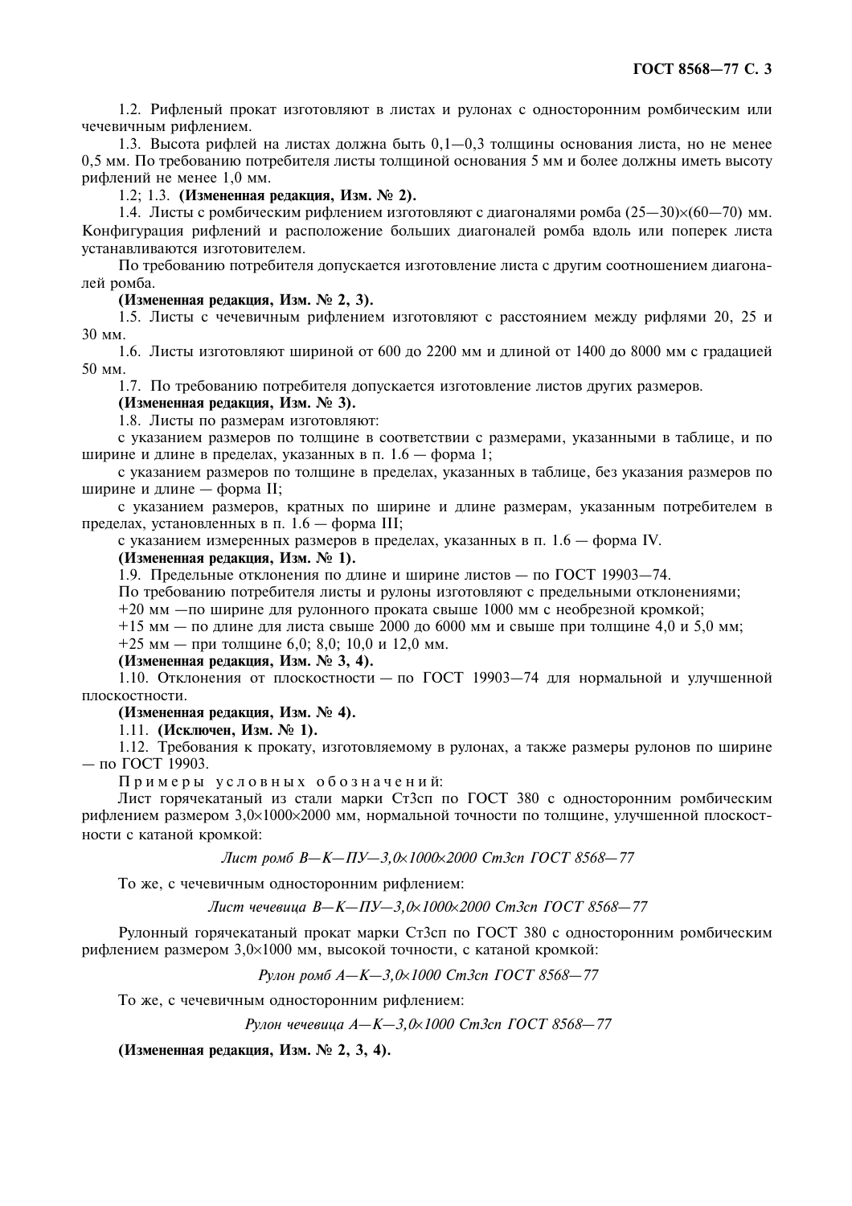1.2. Рифленый прокат изготовляют в листах и рулонах с односторонним ромбическим или чечевичным рифлением.

1.3. Высота рифлей на листах должна быть 0,1—0,3 толщины основания листа, но не менее 0,5 мм. По требованию потребителя листы толщиной основания 5 мм и более должны иметь высоту рифлений не менее 1,0 мм.

1.2; 1.3. **(Измененная редакция, Изм. № 2).**

1.4. Листы с ромбическим рифлением изготовляют с диагоналями ромба (25—30)×(60—70) мм. Конфигурация рифлений и расположение больших диагоналей ромба вдоль или поперек листа устанавливаются изготовителем.

По требованию потребителя допускается изготовление листа с другим соотношением диагоналей ромба.

**(Измененная редакция, Изм. № 2, 3).**

1.5. Листы с чечевичным рифлением изготовляют с расстоянием между рифлями 20, 25 и 30 мм.

1.6. Листы изготовляют шириной от 600 до 2200 мм и длиной от 1400 до 8000 мм с градацией 50 мм.

1.7. По требованию потребителя допускается изготовление листов других размеров.

**(Измененная редакция, Изм. № 3).**

1.8. Листы по размерам изготовляют:

с указанием размеров по толщине в соответствии с размерами, указанными в таблице, и по ширине и длине в пределах, указанных в п. 1.6 — форма 1;

с указанием размеров по толщине в пределах, указанных в таблице, без указания размеров по ширине и длине — форма II;

с указанием размеров, кратных по ширине и длине размерам, указанным потребителем в пределах, установленных в п. 1.6 — форма III;

с указанием измеренных размеров в пределах, указанных в п. 1.6 — форма IV.

**(Измененная редакция, Изм. № 1).**

1.9. Предельные отклонения по длине и ширине листов — по ГОСТ 19903—74.

По требованию потребителя листы и рулоны изготовляют с предельными отклонениями:

+20 мм —по ширине для рулонного проката свыше 1000 мм с необрезной кромкой;

+15 мм — по длине для листа свыше 2000 до 6000 мм и свыше при толщине 4,0 и 5,0 мм;

+25 мм — при толщине 6,0; 8,0; 10,0 и 12,0 мм.

**(Измененная редакция, Изм. № 3, 4).**

1.10. Отклонения от плоскостности — по ГОСТ 19903—74 для нормальной и улучшенной плоскостности.

**(Измененная редакция, Изм. № 4).**

1.11. **(Исключен, Изм. № 1).**

1.12. Требования к прокату, изготовляемому в рулонах, а также размеры рулонов по ширине — по ГОСТ 19903.

Примеры условных обозначений:

Лист горячекатаный из стали марки Ст3сп по ГОСТ 380 с односторонним ромбическим рифлением размером 3,0×1000×2000 мм, нормальной точности по толщине, улучшенной плоскостности с катаной кромкой:

*Лист ромб В—К—ПУ—3,0×1000×2000 Ст3сп ГОСТ 8568—77*

То же, с чечевичным односторонним рифлением:

*Лист чечевица В—К—ПУ—3,0×1000×2000 Ст3сп ГОСТ 8568—77*

Рулонный горячекатаный прокат марки Ст3сп по ГОСТ 380 с односторонним ромбическим рифлением размером 3,0×1000 мм, высокой точности, с катаной кромкой:

*Рулон ромб А—К—3,0×1000 Ст3сп ГОСТ 8568—77*

То же, с чечевичным односторонним рифлением:

*Рулон чечевица А—К—3,0×1000 Ст3сп ГОСТ 8568—77*

**(Измененная редакция, Изм. № 2, 3, 4).**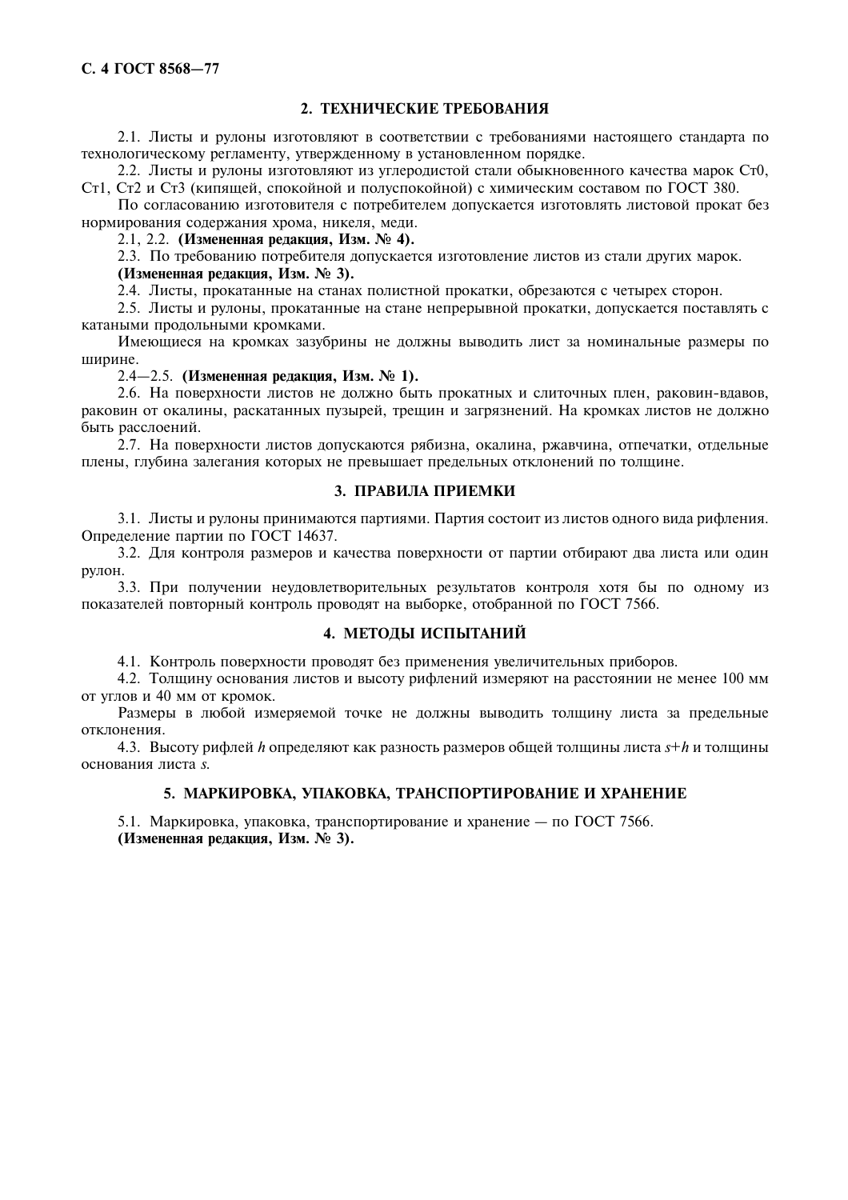## 2. ТЕХНИЧЕСКИЕ ТРЕБОВАНИЯ

2.1. Листы и рулоны изготовляют в соответствии с требованиями настоящего стандарта по технологическому регламенту, утвержденному в установленном порядке.

2.2. Листы и рулоны изготовляют из углеродистой стали обыкновенного качества марок Ст0, Ст1, Ст2 и Ст3 (кипящей, спокойной и полуспокойной) с химическим составом по ГОСТ 380.

По согласованию изготовителя с потребителем допускается изготовлять листовой прокат без нормирования содержания хрома, никеля, меди.

2.1, 2.2. **(Измененная редакция, Изм. № 4).**

2.3. По требованию потребителя допускается изготовление листов из стали других марок.

**(Измененная редакция, Изм. № 3).**

2.4. Листы, прокатанные на станах полистной прокатки, обрезаются с четырех сторон.

2.5. Листы и рулоны, прокатанные на стане непрерывной прокатки, допускается поставлять с катаными продольными кромками.

Имеющиеся на кромках зазубрины не должны выводить лист за номинальные размеры по ширине.

2.4—2.5. **(Измененная редакция, Изм. № 1).**

2.6. На поверхности листов не должно быть прокатных и слиточных плен, раковин-вдавов, раковин от окалины, раскатанных пузырей, трещин и загрязнений. На кромках листов не должно быть расслоений.

2.7. На поверхности листов допускаются рябизна, окалина, ржавчина, отпечатки, отдельные плены, глубина залегания которых не превышает предельных отклонений по толщине.

## 3. ПРАВИЛА ПРИЕМКИ

3.1. Листы и рулоны принимаются партиями. Партия состоит из листов одного вида рифления. Определение партии по ГОСТ 14637.

3.2. Для контроля размеров и качества поверхности от партии отбирают два листа или один рулон.

3.3. При получении неудовлетворительных результатов контроля хотя бы по одному из показателей повторный контроль проводят на выборке, отобранной по ГОСТ 7566.

## 4. МЕТОДЫ ИСПЫТАНИЙ

4.1. Контроль поверхности проводят без применения увеличительных приборов.

4.2. Толщину основания листов и высоту рифлений измеряют на расстоянии не менее 100 мм от углов и 40 мм от кромок.

Размеры в любой измеряемой точке не должны выводить толщину листа за предельные отклонения.

4.3. Высоту рифлей $h$ определяют как разность размеров общей толщины листа $s+h$ и толщины основания листа $s$.

## 5. МАРКИРОВКА, УПАКОВКА, ТРАНСПОРТИРОВАНИЕ И ХРАНЕНИЕ

5.1. Маркировка, упаковка, транспортирование и хранение — по ГОСТ 7566.

**(Измененная редакция, Изм. № 3).**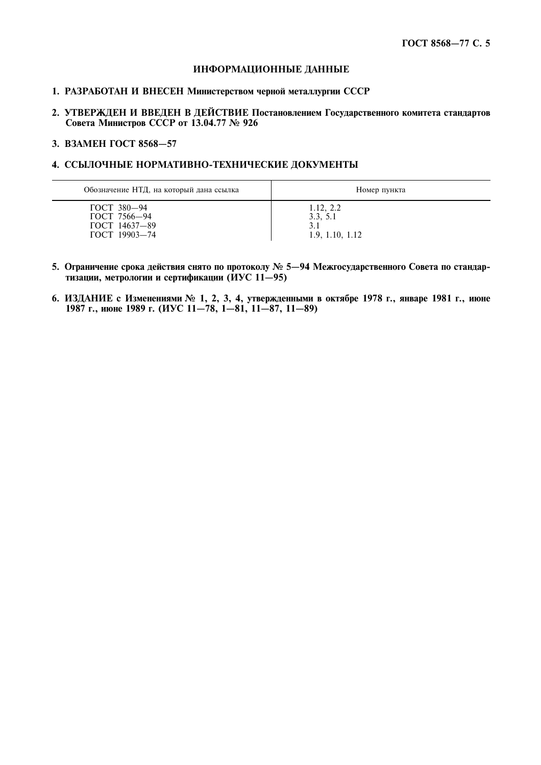## ИНФОРМАЦИОННЫЕ ДАННЫЕ

**1. РАЗРАБОТАН И ВНЕСЕН Министерством черной металлургии СССР**

**2. УТВЕРЖДЕН И ВВЕДЕН В ДЕЙСТВИЕ Постановлением Государственного комитета стандартов Совета Министров СССР от 13.04.77 № 926**

**3. ВЗАМЕН ГОСТ 8568—57**

**4. ССЫЛОЧНЫЕ НОРМАТИВНО-ТЕХНИЧЕСКИЕ ДОКУМЕНТЫ**

| Обозначение НТД, на который дана ссылка | Номер пункта |
|---|---|
| ГОСТ 380—94 | 1.12, 2.2 |
| ГОСТ 7566—94 | 3.3, 5.1 |
| ГОСТ 14637—89 | 3.1 |
| ГОСТ 19903—74 | 1.9, 1.10, 1.12 |

**5. Ограничение срока действия снято по протоколу № 5—94 Межгосударственного Совета по стандартизации, метрологии и сертификации (ИУС 11—95)**

**6. ИЗДАНИЕ с Изменениями № 1, 2, 3, 4, утвержденными в октябре 1978 г., январе 1981 г., июне 1987 г., июне 1989 г. (ИУС 11—78, 1—81, 11—87, 11—89)**